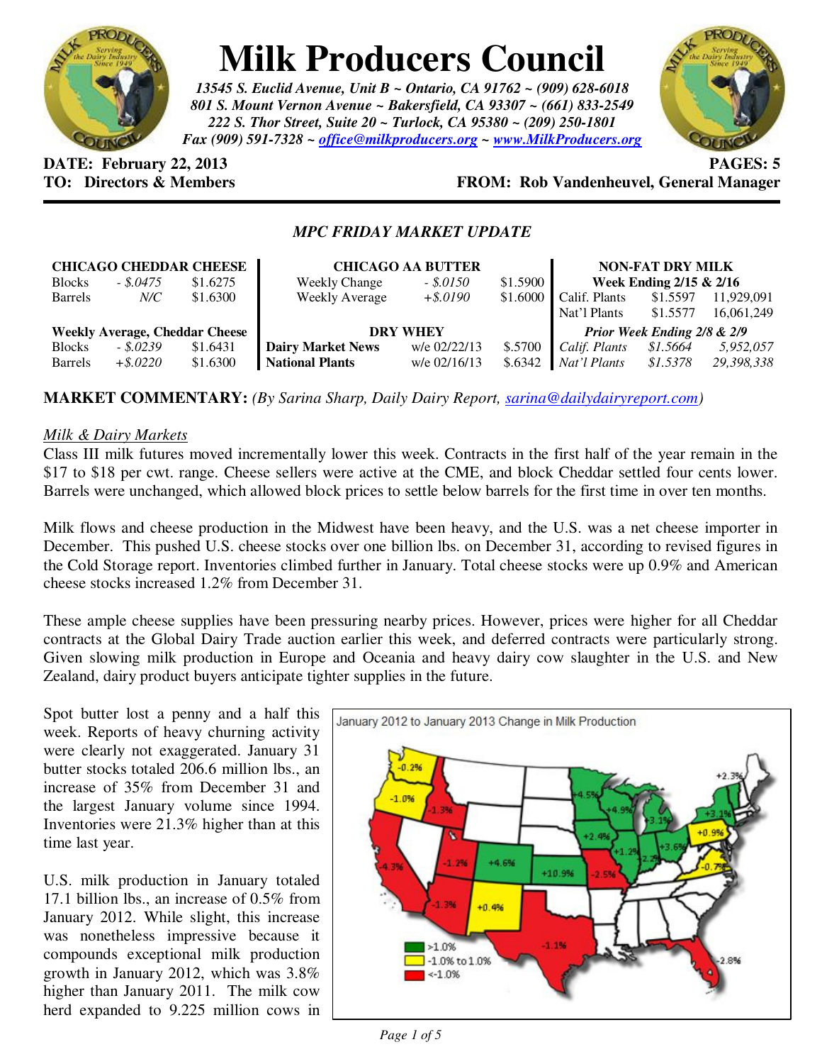# Milk Producers Council

*13545 S. Euclid Avenue, Unit B ~ Ontario, CA 91762 ~ (909) 628-6018*
*801 S. Mount Vernon Avenue ~ Bakersfield, CA 93307 ~ (661) 833-2549*
*222 S. Thor Street, Suite 20 ~ Turlock, CA 95380 ~ (209) 250-1801*
*Fax (909) 591-7328 ~ office@milkproducers.org ~ www.MilkProducers.org*

**DATE: February 22, 2013** **PAGES: 5**
**TO: Directors & Members** **FROM: Rob Vandenheuvel, General Manager**

### *MPC FRIDAY MARKET UPDATE*

| **CHICAGO CHEDDAR CHEESE** | | |
|---|---|---|
| Blocks | - $.0475 | $1.6275 |
| Barrels | N/C | $1.6300 |
| **Weekly Average, Cheddar Cheese** | | |
| Blocks | - $.0239 | $1.6431 |
| Barrels | +$.0220 | $1.6300 |

| **CHICAGO AA BUTTER** | | |
|---|---|---|
| Weekly Change | - $.0150 | $1.5900 |
| Weekly Average | +$.0190 | $1.6000 |
| **DRY WHEY** | | |
| **Dairy Market News** | w/e 02/22/13 | $.5700 |
| **National Plants** | w/e 02/16/13 | $.6342 |

| **NON-FAT DRY MILK** | | |
|---|---|---|
| **Week Ending 2/15 & 2/16** | | |
| Calif. Plants | $1.5597 | 11,929,091 |
| Nat'l Plants | $1.5577 | 16,061,249 |
| ***Prior Week Ending 2/8 & 2/9*** | | |
| *Calif. Plants* | *$1.5664* | *5,952,057* |
| *Nat'l Plants* | *$1.5378* | *29,398,338* |

**MARKET COMMENTARY:** *(By Sarina Sharp, Daily Dairy Report, sarina@dailydairyreport.com)*

<u>*Milk & Dairy Markets*</u>

Class III milk futures moved incrementally lower this week. Contracts in the first half of the year remain in the $17 to $18 per cwt. range. Cheese sellers were active at the CME, and block Cheddar settled four cents lower. Barrels were unchanged, which allowed block prices to settle below barrels for the first time in over ten months.

Milk flows and cheese production in the Midwest have been heavy, and the U.S. was a net cheese importer in December. This pushed U.S. cheese stocks over one billion lbs. on December 31, according to revised figures in the Cold Storage report. Inventories climbed further in January. Total cheese stocks were up 0.9% and American cheese stocks increased 1.2% from December 31.

These ample cheese supplies have been pressuring nearby prices. However, prices were higher for all Cheddar contracts at the Global Dairy Trade auction earlier this week, and deferred contracts were particularly strong. Given slowing milk production in Europe and Oceania and heavy dairy cow slaughter in the U.S. and New Zealand, dairy product buyers anticipate tighter supplies in the future.

Spot butter lost a penny and a half this week. Reports of heavy churning activity were clearly not exaggerated. January 31 butter stocks totaled 206.6 million lbs., an increase of 35% from December 31 and the largest January volume since 1994. Inventories were 21.3% higher than at this time last year.

U.S. milk production in January totaled 17.1 billion lbs., an increase of 0.5% from January 2012. While slight, this increase was nonetheless impressive because it compounds exceptional milk production growth in January 2012, which was 3.8% higher than January 2011. The milk cow herd expanded to 9.225 million cows in

January 2012 to January 2013 Change in Milk Production

Legend: >1.0% (green); -1.0% to 1.0% (yellow); <-1.0% (red)

WA -0.2%; OR -1.0%; ID -1.3%; CA -4.3%; UT -1.2%; AZ -1.3%; CO +4.6%; NM +0.4%; TX -1.1%; KS +10.9%; MO -2.5%; MN +4.5%; WI +4.9%; MI +3.1%; IA +2.4%; IL +1.2%; IN +2.2%; OH +3.6%; PA +0.9%; VA -0.7%; NY +3.1%; VT +2.3%; FL -2.8%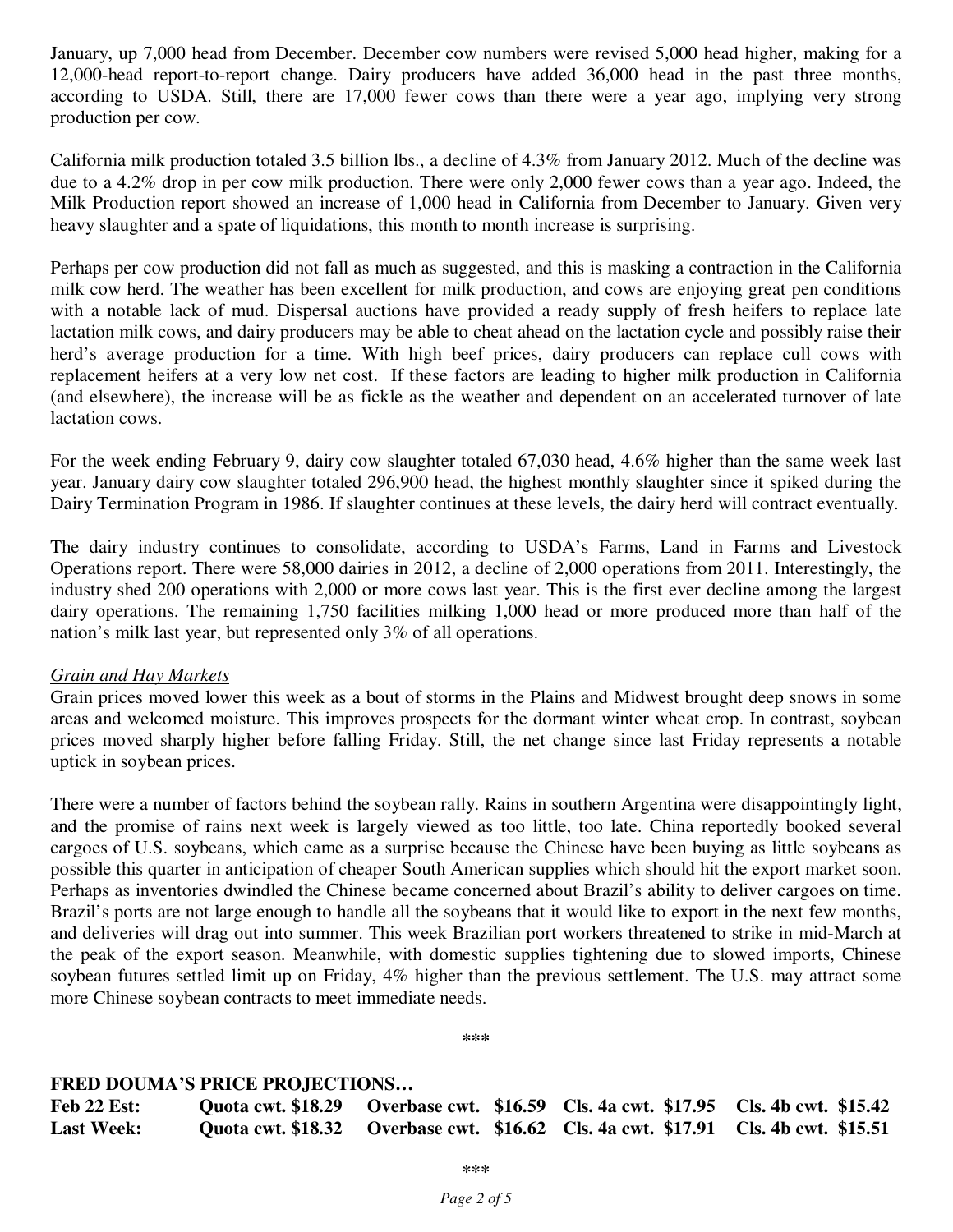January, up 7,000 head from December. December cow numbers were revised 5,000 head higher, making for a 12,000-head report-to-report change. Dairy producers have added 36,000 head in the past three months, according to USDA. Still, there are 17,000 fewer cows than there were a year ago, implying very strong production per cow.

California milk production totaled 3.5 billion lbs., a decline of 4.3% from January 2012. Much of the decline was due to a 4.2% drop in per cow milk production. There were only 2,000 fewer cows than a year ago. Indeed, the Milk Production report showed an increase of 1,000 head in California from December to January. Given very heavy slaughter and a spate of liquidations, this month to month increase is surprising.

Perhaps per cow production did not fall as much as suggested, and this is masking a contraction in the California milk cow herd. The weather has been excellent for milk production, and cows are enjoying great pen conditions with a notable lack of mud. Dispersal auctions have provided a ready supply of fresh heifers to replace late lactation milk cows, and dairy producers may be able to cheat ahead on the lactation cycle and possibly raise their herd's average production for a time. With high beef prices, dairy producers can replace cull cows with replacement heifers at a very low net cost. If these factors are leading to higher milk production in California (and elsewhere), the increase will be as fickle as the weather and dependent on an accelerated turnover of late lactation cows.

For the week ending February 9, dairy cow slaughter totaled 67,030 head, 4.6% higher than the same week last year. January dairy cow slaughter totaled 296,900 head, the highest monthly slaughter since it spiked during the Dairy Termination Program in 1986. If slaughter continues at these levels, the dairy herd will contract eventually.

The dairy industry continues to consolidate, according to USDA's Farms, Land in Farms and Livestock Operations report. There were 58,000 dairies in 2012, a decline of 2,000 operations from 2011. Interestingly, the industry shed 200 operations with 2,000 or more cows last year. This is the first ever decline among the largest dairy operations. The remaining 1,750 facilities milking 1,000 head or more produced more than half of the nation's milk last year, but represented only 3% of all operations.

*Grain and Hay Markets*

Grain prices moved lower this week as a bout of storms in the Plains and Midwest brought deep snows in some areas and welcomed moisture. This improves prospects for the dormant winter wheat crop. In contrast, soybean prices moved sharply higher before falling Friday. Still, the net change since last Friday represents a notable uptick in soybean prices.

There were a number of factors behind the soybean rally. Rains in southern Argentina were disappointingly light, and the promise of rains next week is largely viewed as too little, too late. China reportedly booked several cargoes of U.S. soybeans, which came as a surprise because the Chinese have been buying as little soybeans as possible this quarter in anticipation of cheaper South American supplies which should hit the export market soon. Perhaps as inventories dwindled the Chinese became concerned about Brazil's ability to deliver cargoes on time. Brazil's ports are not large enough to handle all the soybeans that it would like to export in the next few months, and deliveries will drag out into summer. This week Brazilian port workers threatened to strike in mid-March at the peak of the export season. Meanwhile, with domestic supplies tightening due to slowed imports, Chinese soybean futures settled limit up on Friday, 4% higher than the previous settlement. The U.S. may attract some more Chinese soybean contracts to meet immediate needs.

\*\*\*

**FRED DOUMA'S PRICE PROJECTIONS…**

| | | | | |
|---|---|---|---|---|
| **Feb 22 Est:** | **Quota cwt. $18.29** | **Overbase cwt. $16.59** | **Cls. 4a cwt. $17.95** | **Cls. 4b cwt. $15.42** |
| **Last Week:** | **Quota cwt. $18.32** | **Overbase cwt. $16.62** | **Cls. 4a cwt. $17.91** | **Cls. 4b cwt. $15.51** |

\*\*\*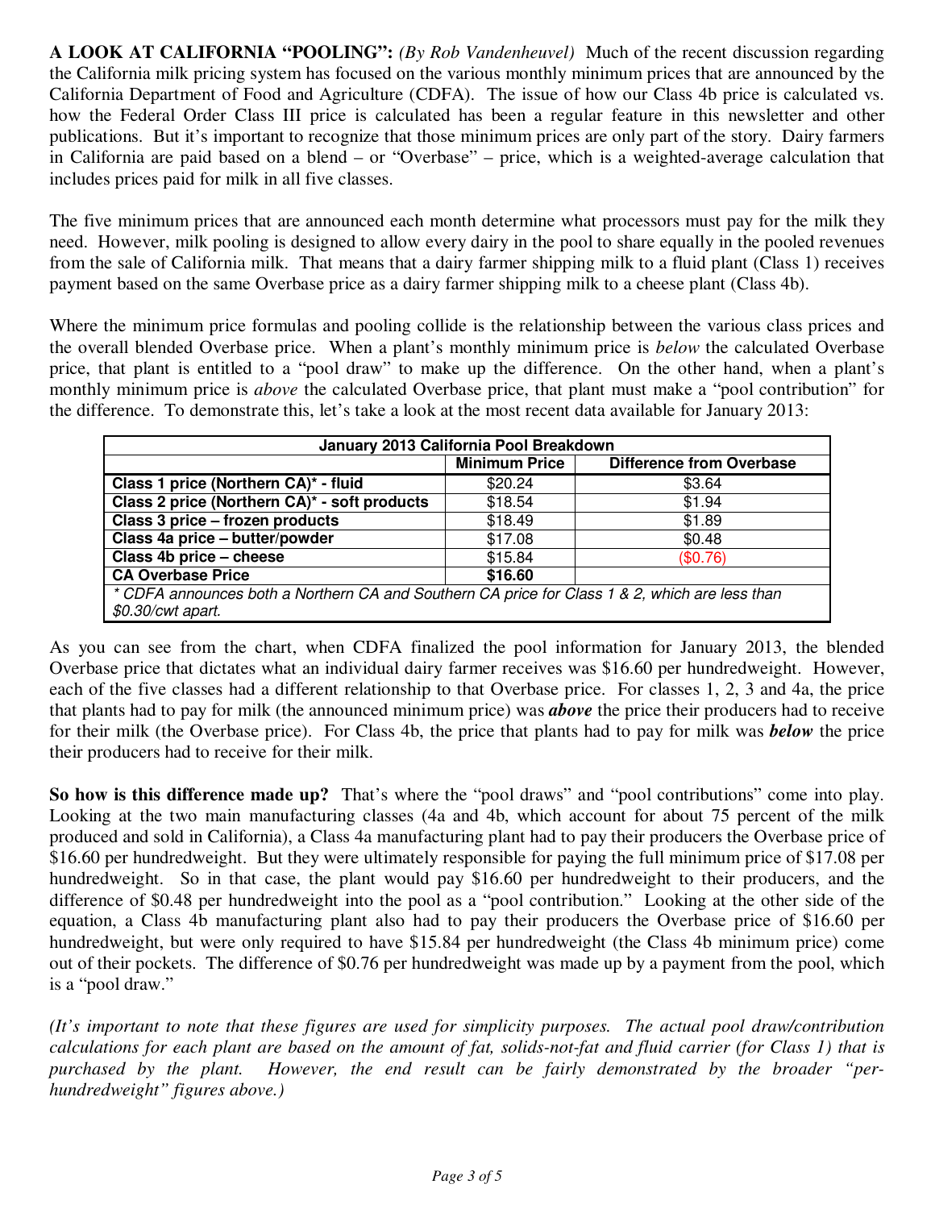**A LOOK AT CALIFORNIA "POOLING":** *(By Rob Vandenheuvel)* Much of the recent discussion regarding the California milk pricing system has focused on the various monthly minimum prices that are announced by the California Department of Food and Agriculture (CDFA). The issue of how our Class 4b price is calculated vs. how the Federal Order Class III price is calculated has been a regular feature in this newsletter and other publications. But it's important to recognize that those minimum prices are only part of the story. Dairy farmers in California are paid based on a blend – or "Overbase" – price, which is a weighted-average calculation that includes prices paid for milk in all five classes.

The five minimum prices that are announced each month determine what processors must pay for the milk they need. However, milk pooling is designed to allow every dairy in the pool to share equally in the pooled revenues from the sale of California milk. That means that a dairy farmer shipping milk to a fluid plant (Class 1) receives payment based on the same Overbase price as a dairy farmer shipping milk to a cheese plant (Class 4b).

Where the minimum price formulas and pooling collide is the relationship between the various class prices and the overall blended Overbase price. When a plant's monthly minimum price is *below* the calculated Overbase price, that plant is entitled to a "pool draw" to make up the difference. On the other hand, when a plant's monthly minimum price is *above* the calculated Overbase price, that plant must make a "pool contribution" for the difference. To demonstrate this, let's take a look at the most recent data available for January 2013:

| **January 2013 California Pool Breakdown** | | |
|---|---|---|
| | **Minimum Price** | **Difference from Overbase** |
| **Class 1 price (Northern CA)\* - fluid** | $20.24 | $3.64 |
| **Class 2 price (Northern CA)\* - soft products** | $18.54 | $1.94 |
| **Class 3 price – frozen products** | $18.49 | $1.89 |
| **Class 4a price – butter/powder** | $17.08 | $0.48 |
| **Class 4b price – cheese** | $15.84 | ($0.76) |
| **CA Overbase Price** | **$16.60** | |
| *\* CDFA announces both a Northern CA and Southern CA price for Class 1 & 2, which are less than $0.30/cwt apart.* | | |

As you can see from the chart, when CDFA finalized the pool information for January 2013, the blended Overbase price that dictates what an individual dairy farmer receives was $16.60 per hundredweight. However, each of the five classes had a different relationship to that Overbase price. For classes 1, 2, 3 and 4a, the price that plants had to pay for milk (the announced minimum price) was ***above*** the price their producers had to receive for their milk (the Overbase price). For Class 4b, the price that plants had to pay for milk was ***below*** the price their producers had to receive for their milk.

**So how is this difference made up?** That's where the "pool draws" and "pool contributions" come into play. Looking at the two main manufacturing classes (4a and 4b, which account for about 75 percent of the milk produced and sold in California), a Class 4a manufacturing plant had to pay their producers the Overbase price of $16.60 per hundredweight. But they were ultimately responsible for paying the full minimum price of $17.08 per hundredweight. So in that case, the plant would pay $16.60 per hundredweight to their producers, and the difference of $0.48 per hundredweight into the pool as a "pool contribution." Looking at the other side of the equation, a Class 4b manufacturing plant also had to pay their producers the Overbase price of $16.60 per hundredweight, but were only required to have $15.84 per hundredweight (the Class 4b minimum price) come out of their pockets. The difference of $0.76 per hundredweight was made up by a payment from the pool, which is a "pool draw."

*(It's important to note that these figures are used for simplicity purposes. The actual pool draw/contribution calculations for each plant are based on the amount of fat, solids-not-fat and fluid carrier (for Class 1) that is purchased by the plant. However, the end result can be fairly demonstrated by the broader "per-hundredweight" figures above.)*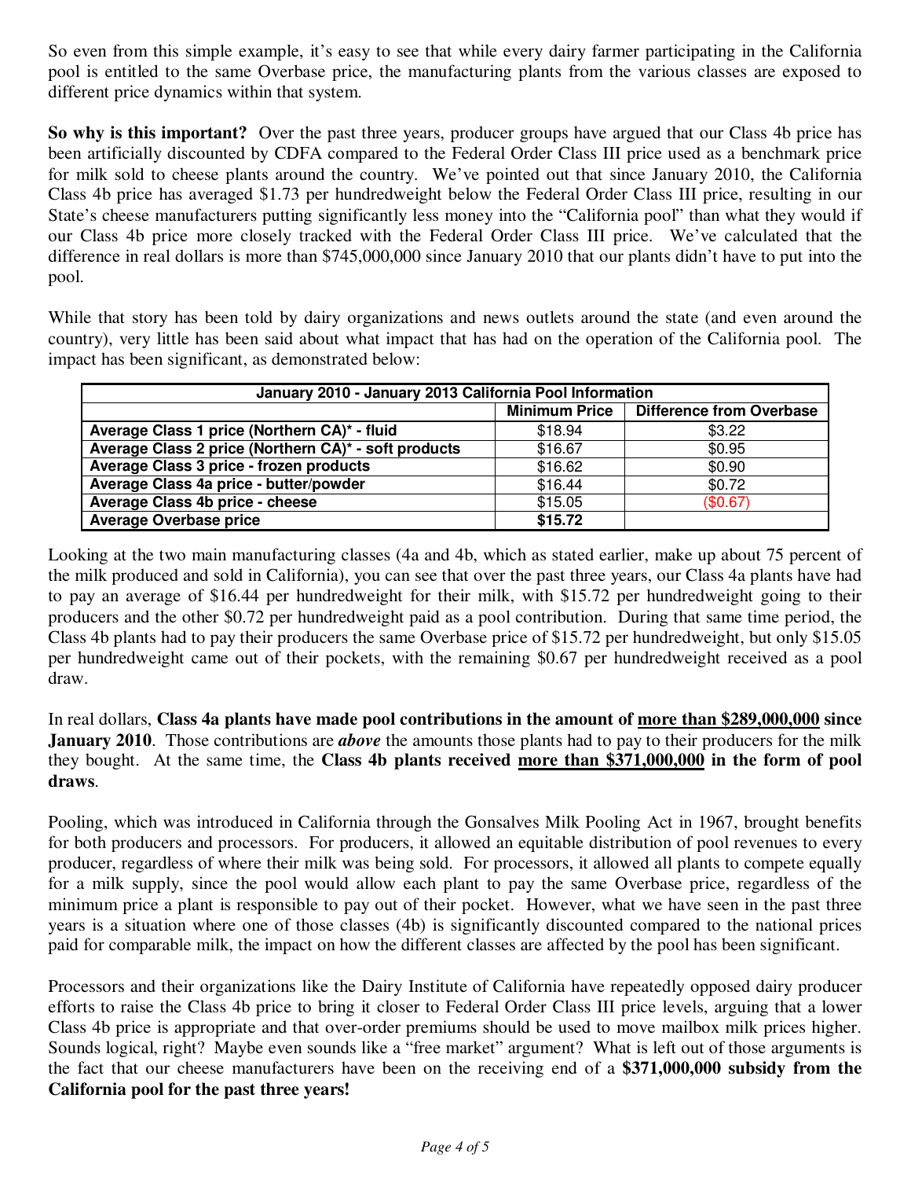So even from this simple example, it's easy to see that while every dairy farmer participating in the California pool is entitled to the same Overbase price, the manufacturing plants from the various classes are exposed to different price dynamics within that system.

**So why is this important?** Over the past three years, producer groups have argued that our Class 4b price has been artificially discounted by CDFA compared to the Federal Order Class III price used as a benchmark price for milk sold to cheese plants around the country. We've pointed out that since January 2010, the California Class 4b price has averaged $1.73 per hundredweight below the Federal Order Class III price, resulting in our State's cheese manufacturers putting significantly less money into the "California pool" than what they would if our Class 4b price more closely tracked with the Federal Order Class III price. We've calculated that the difference in real dollars is more than $745,000,000 since January 2010 that our plants didn't have to put into the pool.

While that story has been told by dairy organizations and news outlets around the state (and even around the country), very little has been said about what impact that has had on the operation of the California pool. The impact has been significant, as demonstrated below:

| January 2010 - January 2013 California Pool Information | | |
|---|---|---|
| | **Minimum Price** | **Difference from Overbase** |
| **Average Class 1 price (Northern CA)* - fluid** | $18.94 | $3.22 |
| **Average Class 2 price (Northern CA)* - soft products** | $16.67 | $0.95 |
| **Average Class 3 price - frozen products** | $16.62 | $0.90 |
| **Average Class 4a price - butter/powder** | $16.44 | $0.72 |
| **Average Class 4b price - cheese** | $15.05 | ($0.67) |
| **Average Overbase price** | **$15.72** | |

Looking at the two main manufacturing classes (4a and 4b, which as stated earlier, make up about 75 percent of the milk produced and sold in California), you can see that over the past three years, our Class 4a plants have had to pay an average of $16.44 per hundredweight for their milk, with $15.72 per hundredweight going to their producers and the other $0.72 per hundredweight paid as a pool contribution. During that same time period, the Class 4b plants had to pay their producers the same Overbase price of $15.72 per hundredweight, but only $15.05 per hundredweight came out of their pockets, with the remaining $0.67 per hundredweight received as a pool draw.

In real dollars, **Class 4a plants have made pool contributions in the amount of <u>more than $289,000,000</u> since January 2010**. Those contributions are ***above*** the amounts those plants had to pay to their producers for the milk they bought. At the same time, the **Class 4b plants received <u>more than $371,000,000</u> in the form of pool draws**.

Pooling, which was introduced in California through the Gonsalves Milk Pooling Act in 1967, brought benefits for both producers and processors. For producers, it allowed an equitable distribution of pool revenues to every producer, regardless of where their milk was being sold. For processors, it allowed all plants to compete equally for a milk supply, since the pool would allow each plant to pay the same Overbase price, regardless of the minimum price a plant is responsible to pay out of their pocket. However, what we have seen in the past three years is a situation where one of those classes (4b) is significantly discounted compared to the national prices paid for comparable milk, the impact on how the different classes are affected by the pool has been significant.

Processors and their organizations like the Dairy Institute of California have repeatedly opposed dairy producer efforts to raise the Class 4b price to bring it closer to Federal Order Class III price levels, arguing that a lower Class 4b price is appropriate and that over-order premiums should be used to move mailbox milk prices higher. Sounds logical, right? Maybe even sounds like a "free market" argument? What is left out of those arguments is the fact that our cheese manufacturers have been on the receiving end of a **$371,000,000 subsidy from the California pool for the past three years!**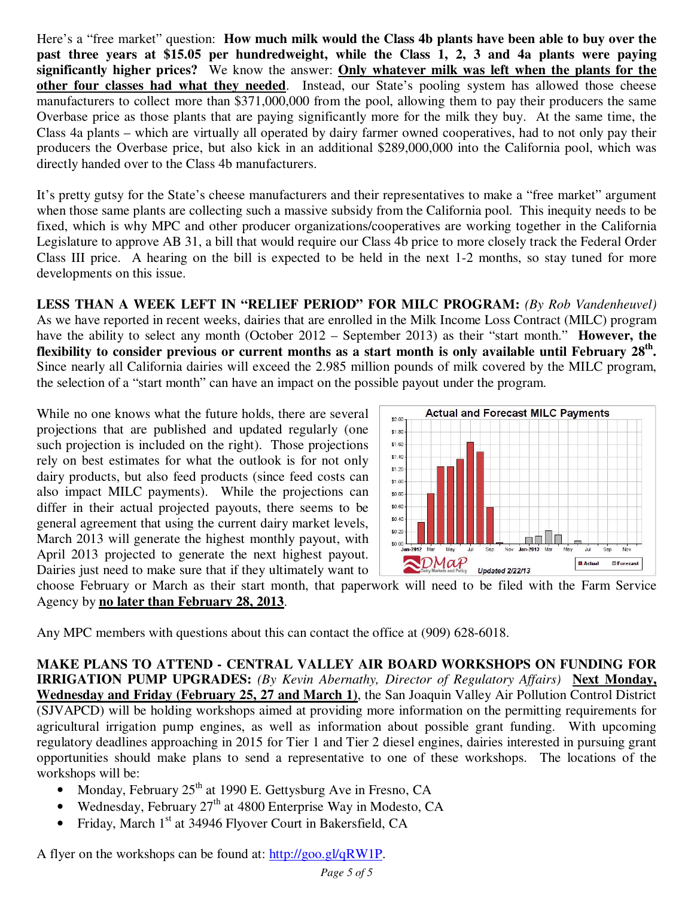Here's a "free market" question: **How much milk would the Class 4b plants have been able to buy over the past three years at $15.05 per hundredweight, while the Class 1, 2, 3 and 4a plants were paying significantly higher prices?** We know the answer: **<u>Only whatever milk was left when the plants for the other four classes had what they needed</u>**. Instead, our State's pooling system has allowed those cheese manufacturers to collect more than $371,000,000 from the pool, allowing them to pay their producers the same Overbase price as those plants that are paying significantly more for the milk they buy. At the same time, the Class 4a plants – which are virtually all operated by dairy farmer owned cooperatives, had to not only pay their producers the Overbase price, but also kick in an additional $289,000,000 into the California pool, which was directly handed over to the Class 4b manufacturers.

It's pretty gutsy for the State's cheese manufacturers and their representatives to make a "free market" argument when those same plants are collecting such a massive subsidy from the California pool. This inequity needs to be fixed, which is why MPC and other producer organizations/cooperatives are working together in the California Legislature to approve AB 31, a bill that would require our Class 4b price to more closely track the Federal Order Class III price. A hearing on the bill is expected to be held in the next 1-2 months, so stay tuned for more developments on this issue.

**LESS THAN A WEEK LEFT IN "RELIEF PERIOD" FOR MILC PROGRAM:** *(By Rob Vandenheuvel)* As we have reported in recent weeks, dairies that are enrolled in the Milk Income Loss Contract (MILC) program have the ability to select any month (October 2012 – September 2013) as their "start month." **However, the flexibility to consider previous or current months as a start month is only available until February 28th.** Since nearly all California dairies will exceed the 2.985 million pounds of milk covered by the MILC program, the selection of a "start month" can have an impact on the possible payout under the program.

While no one knows what the future holds, there are several projections that are published and updated regularly (one such projection is included on the right). Those projections rely on best estimates for what the outlook is for not only dairy products, but also feed products (since feed costs can also impact MILC payments). While the projections can differ in their actual projected payouts, there seems to be general agreement that using the current dairy market levels, March 2013 will generate the highest monthly payout, with April 2013 projected to generate the next highest payout. Dairies just need to make sure that if they ultimately want to choose February or March as their start month, that paperwork will need to be filed with the Farm Service Agency by **<u>no later than February 28, 2013</u>**.

Actual and Forecast MILC Payments
$2.00
$1.80
$1.60
$1.40
$1.20
$1.00
$0.80
$0.60
$0.40
$0.20
$0.00
Jan-2012 Mar May Jul Sep Nov Jan-2013 Mar May Jul Sep Nov
DMaP Dairy Markets and Policy
Updated 2/22/13
Actual
Forecast

Any MPC members with questions about this can contact the office at (909) 628-6018.

**MAKE PLANS TO ATTEND - CENTRAL VALLEY AIR BOARD WORKSHOPS ON FUNDING FOR IRRIGATION PUMP UPGRADES:** *(By Kevin Abernathy, Director of Regulatory Affairs)* **<u>Next Monday, Wednesday and Friday (February 25, 27 and March 1)</u>**, the San Joaquin Valley Air Pollution Control District (SJVAPCD) will be holding workshops aimed at providing more information on the permitting requirements for agricultural irrigation pump engines, as well as information about possible grant funding. With upcoming regulatory deadlines approaching in 2015 for Tier 1 and Tier 2 diesel engines, dairies interested in pursuing grant opportunities should make plans to send a representative to one of these workshops. The locations of the workshops will be:

- Monday, February 25th at 1990 E. Gettysburg Ave in Fresno, CA
- Wednesday, February 27th at 4800 Enterprise Way in Modesto, CA
- Friday, March 1st at 34946 Flyover Court in Bakersfield, CA

A flyer on the workshops can be found at: http://goo.gl/qRW1P.